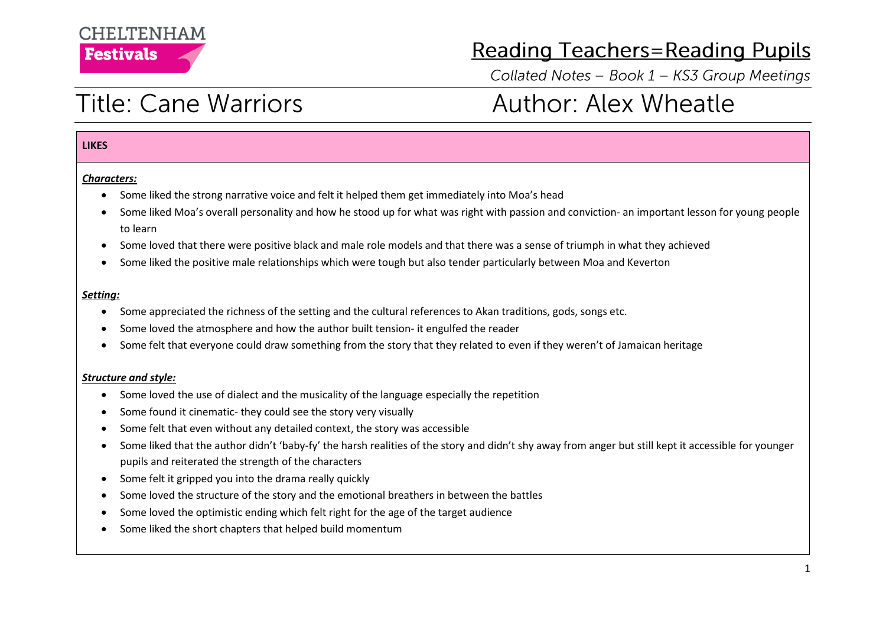CHELTENHAM
**Festivals**

## Reading Teachers=Reading Pupils

*Collated Notes – Book 1 – KS3 Group Meetings*

# Title: Cane Warriors    Author: Alex Wheatle

**LIKES**

***Characters:***

- Some liked the strong narrative voice and felt it helped them get immediately into Moa's head
- Some liked Moa's overall personality and how he stood up for what was right with passion and conviction- an important lesson for young people to learn
- Some loved that there were positive black and male role models and that there was a sense of triumph in what they achieved
- Some liked the positive male relationships which were tough but also tender particularly between Moa and Keverton

***Setting:***

- Some appreciated the richness of the setting and the cultural references to Akan traditions, gods, songs etc.
- Some loved the atmosphere and how the author built tension- it engulfed the reader
- Some felt that everyone could draw something from the story that they related to even if they weren't of Jamaican heritage

***Structure and style:***

- Some loved the use of dialect and the musicality of the language especially the repetition
- Some found it cinematic- they could see the story very visually
- Some felt that even without any detailed context, the story was accessible
- Some liked that the author didn't 'baby-fy' the harsh realities of the story and didn't shy away from anger but still kept it accessible for younger pupils and reiterated the strength of the characters
- Some felt it gripped you into the drama really quickly
- Some loved the structure of the story and the emotional breathers in between the battles
- Some loved the optimistic ending which felt right for the age of the target audience
- Some liked the short chapters that helped build momentum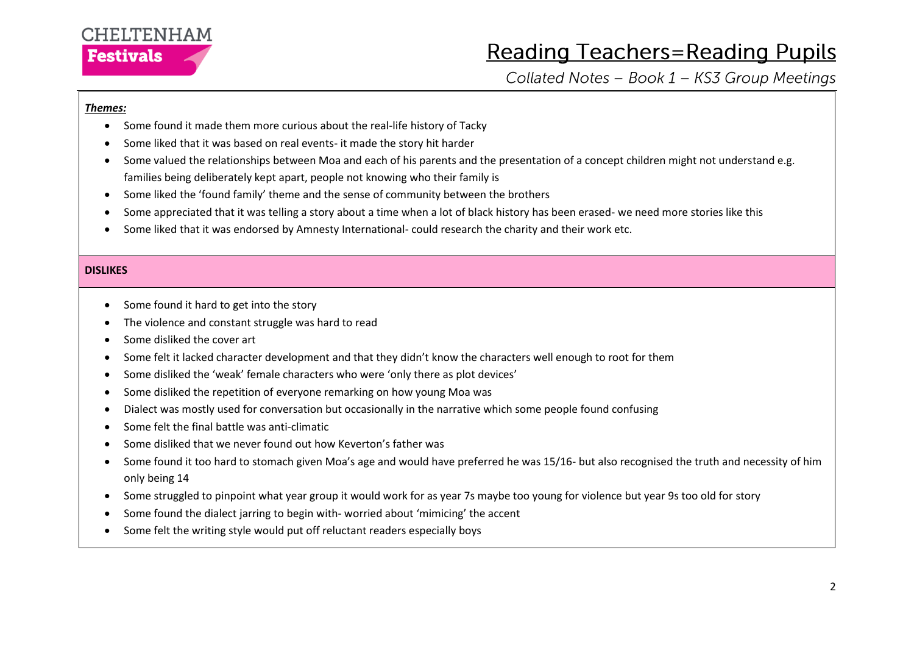***Themes:***

- Some found it made them more curious about the real-life history of Tacky
- Some liked that it was based on real events- it made the story hit harder
- Some valued the relationships between Moa and each of his parents and the presentation of a concept children might not understand e.g. families being deliberately kept apart, people not knowing who their family is
- Some liked the 'found family' theme and the sense of community between the brothers
- Some appreciated that it was telling a story about a time when a lot of black history has been erased- we need more stories like this
- Some liked that it was endorsed by Amnesty International- could research the charity and their work etc.

**DISLIKES**

- Some found it hard to get into the story
- The violence and constant struggle was hard to read
- Some disliked the cover art
- Some felt it lacked character development and that they didn't know the characters well enough to root for them
- Some disliked the 'weak' female characters who were 'only there as plot devices'
- Some disliked the repetition of everyone remarking on how young Moa was
- Dialect was mostly used for conversation but occasionally in the narrative which some people found confusing
- Some felt the final battle was anti-climatic
- Some disliked that we never found out how Keverton's father was
- Some found it too hard to stomach given Moa's age and would have preferred he was 15/16- but also recognised the truth and necessity of him only being 14
- Some struggled to pinpoint what year group it would work for as year 7s maybe too young for violence but year 9s too old for story
- Some found the dialect jarring to begin with- worried about 'mimicing' the accent
- Some felt the writing style would put off reluctant readers especially boys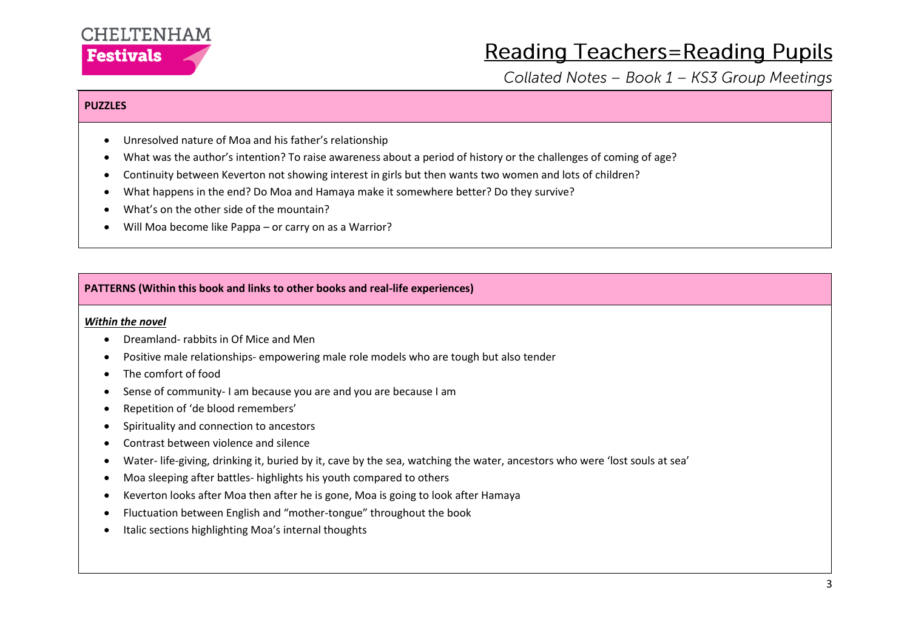## PUZZLES

- Unresolved nature of Moa and his father's relationship
- What was the author's intention? To raise awareness about a period of history or the challenges of coming of age?
- Continuity between Keverton not showing interest in girls but then wants two women and lots of children?
- What happens in the end? Do Moa and Hamaya make it somewhere better? Do they survive?
- What's on the other side of the mountain?
- Will Moa become like Pappa – or carry on as a Warrior?

## PATTERNS (Within this book and links to other books and real-life experiences)

***Within the novel***

- Dreamland- rabbits in Of Mice and Men
- Positive male relationships- empowering male role models who are tough but also tender
- The comfort of food
- Sense of community- I am because you are and you are because I am
- Repetition of 'de blood remembers'
- Spirituality and connection to ancestors
- Contrast between violence and silence
- Water- life-giving, drinking it, buried by it, cave by the sea, watching the water, ancestors who were 'lost souls at sea'
- Moa sleeping after battles- highlights his youth compared to others
- Keverton looks after Moa then after he is gone, Moa is going to look after Hamaya
- Fluctuation between English and "mother-tongue" throughout the book
- Italic sections highlighting Moa's internal thoughts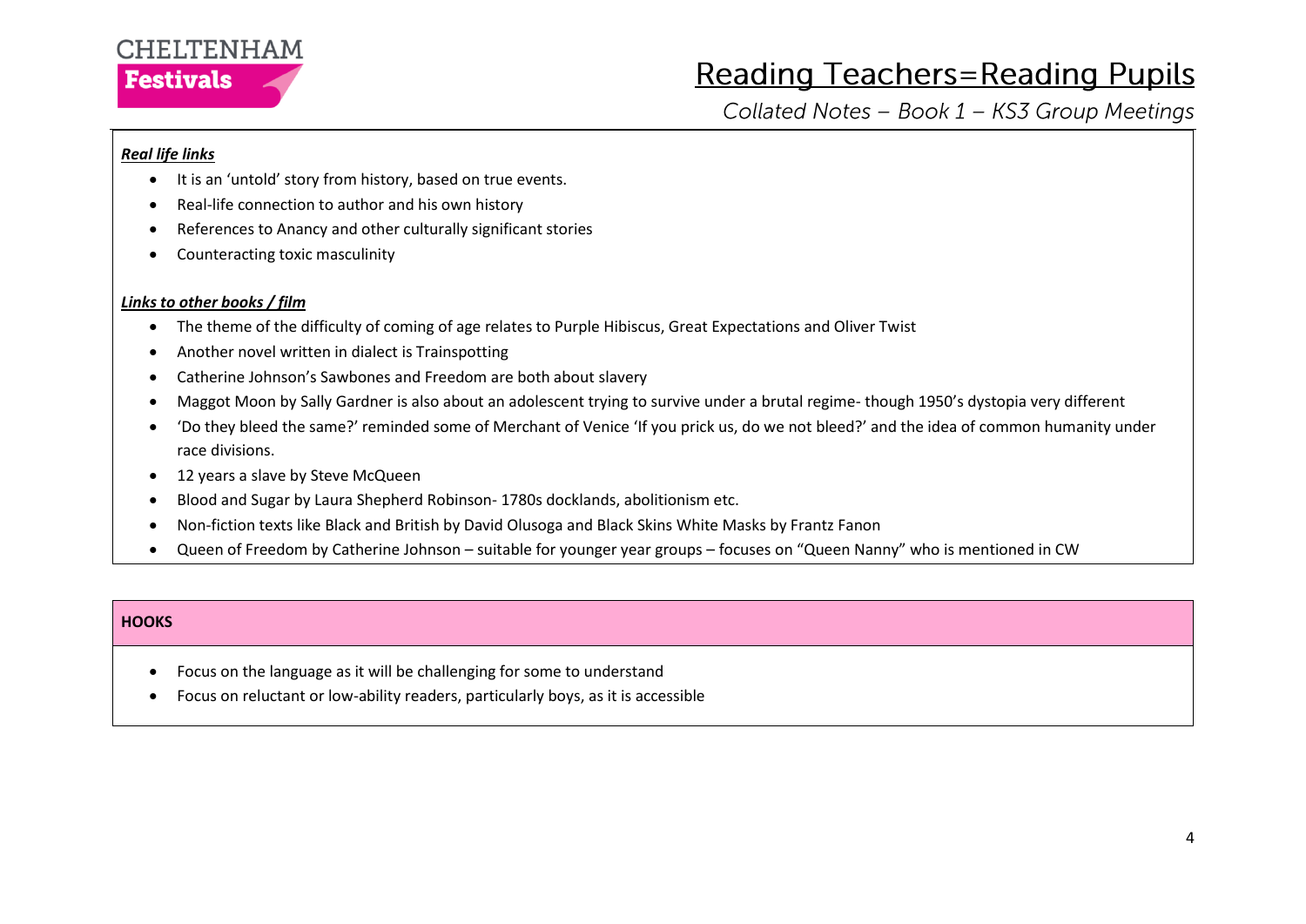***Real life links***

- It is an 'untold' story from history, based on true events.
- Real-life connection to author and his own history
- References to Anancy and other culturally significant stories
- Counteracting toxic masculinity

***Links to other books / film***

- The theme of the difficulty of coming of age relates to Purple Hibiscus, Great Expectations and Oliver Twist
- Another novel written in dialect is Trainspotting
- Catherine Johnson's Sawbones and Freedom are both about slavery
- Maggot Moon by Sally Gardner is also about an adolescent trying to survive under a brutal regime- though 1950's dystopia very different
- 'Do they bleed the same?' reminded some of Merchant of Venice 'If you prick us, do we not bleed?' and the idea of common humanity under race divisions.
- 12 years a slave by Steve McQueen
- Blood and Sugar by Laura Shepherd Robinson- 1780s docklands, abolitionism etc.
- Non-fiction texts like Black and British by David Olusoga and Black Skins White Masks by Frantz Fanon
- Queen of Freedom by Catherine Johnson – suitable for younger year groups – focuses on "Queen Nanny" who is mentioned in CW

**HOOKS**

- Focus on the language as it will be challenging for some to understand
- Focus on reluctant or low-ability readers, particularly boys, as it is accessible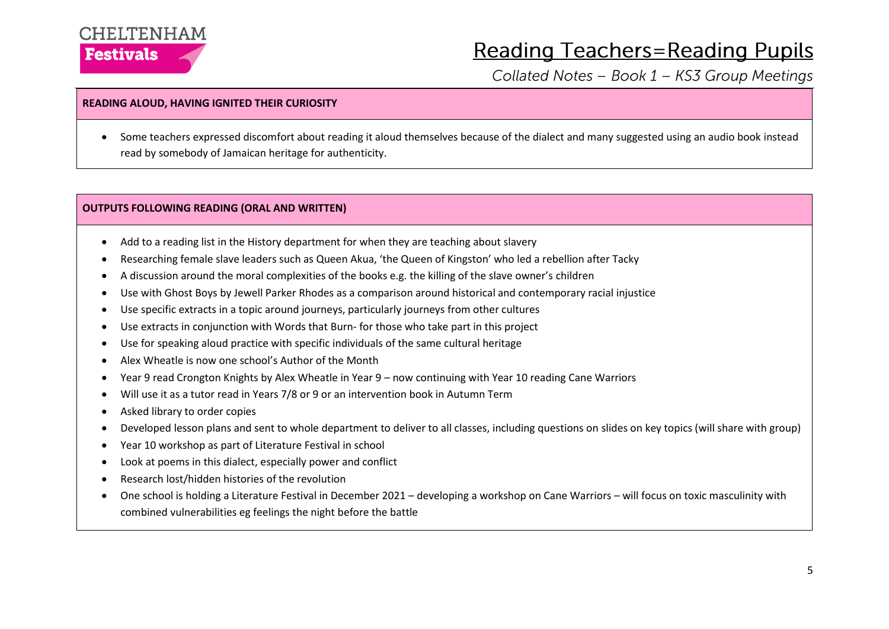### READING ALOUD, HAVING IGNITED THEIR CURIOSITY

- Some teachers expressed discomfort about reading it aloud themselves because of the dialect and many suggested using an audio book instead read by somebody of Jamaican heritage for authenticity.

### OUTPUTS FOLLOWING READING (ORAL AND WRITTEN)

- Add to a reading list in the History department for when they are teaching about slavery
- Researching female slave leaders such as Queen Akua, 'the Queen of Kingston' who led a rebellion after Tacky
- A discussion around the moral complexities of the books e.g. the killing of the slave owner's children
- Use with Ghost Boys by Jewell Parker Rhodes as a comparison around historical and contemporary racial injustice
- Use specific extracts in a topic around journeys, particularly journeys from other cultures
- Use extracts in conjunction with Words that Burn- for those who take part in this project
- Use for speaking aloud practice with specific individuals of the same cultural heritage
- Alex Wheatle is now one school's Author of the Month
- Year 9 read Crongton Knights by Alex Wheatle in Year 9 – now continuing with Year 10 reading Cane Warriors
- Will use it as a tutor read in Years 7/8 or 9 or an intervention book in Autumn Term
- Asked library to order copies
- Developed lesson plans and sent to whole department to deliver to all classes, including questions on slides on key topics (will share with group)
- Year 10 workshop as part of Literature Festival in school
- Look at poems in this dialect, especially power and conflict
- Research lost/hidden histories of the revolution
- One school is holding a Literature Festival in December 2021 – developing a workshop on Cane Warriors – will focus on toxic masculinity with combined vulnerabilities eg feelings the night before the battle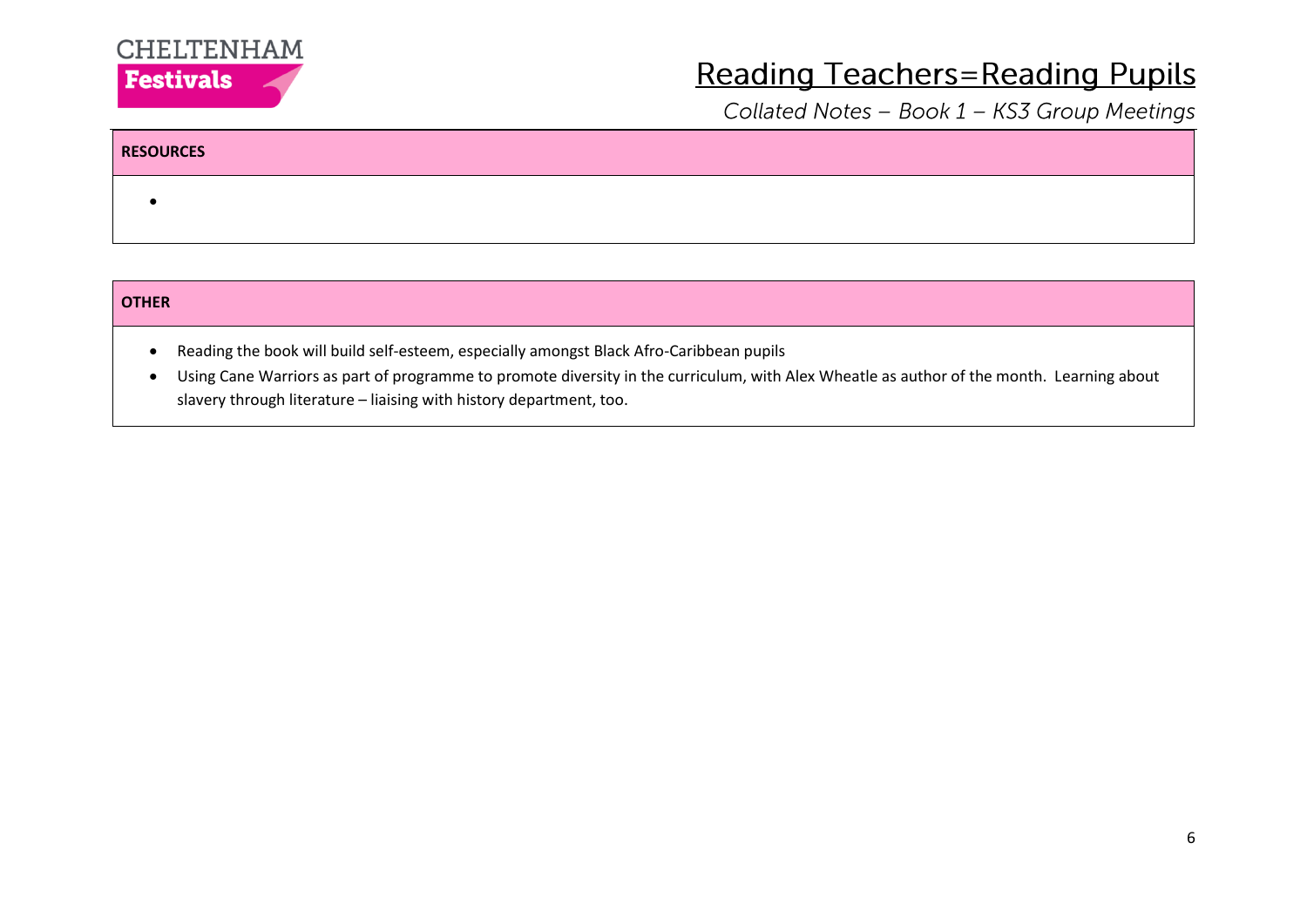**RESOURCES**

- 

**OTHER**

- Reading the book will build self-esteem, especially amongst Black Afro-Caribbean pupils
- Using Cane Warriors as part of programme to promote diversity in the curriculum, with Alex Wheatle as author of the month. Learning about slavery through literature – liaising with history department, too.